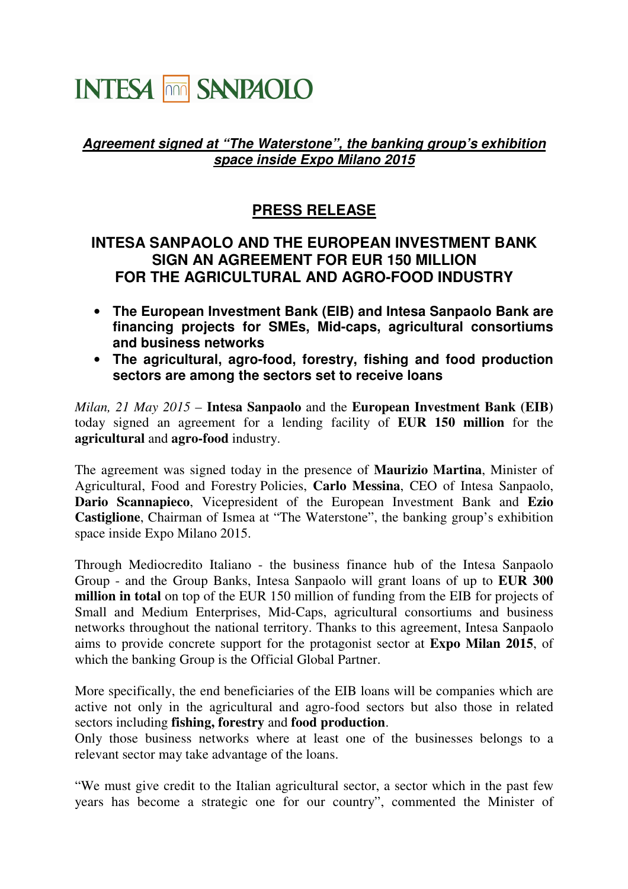INTESA SANPAOLO

***Agreement signed at "The Waterstone", the banking group's exhibition space inside Expo Milano 2015***

## PRESS RELEASE

# INTESA SANPAOLO AND THE EUROPEAN INVESTMENT BANK SIGN AN AGREEMENT FOR EUR 150 MILLION FOR THE AGRICULTURAL AND AGRO-FOOD INDUSTRY

- **The European Investment Bank (EIB) and Intesa Sanpaolo Bank are financing projects for SMEs, Mid-caps, agricultural consortiums and business networks**
- **The agricultural, agro-food, forestry, fishing and food production sectors are among the sectors set to receive loans**

*Milan, 21 May 2015* – **Intesa Sanpaolo** and the **European Investment Bank (EIB)** today signed an agreement for a lending facility of **EUR 150 million** for the **agricultural** and **agro-food** industry.

The agreement was signed today in the presence of **Maurizio Martina**, Minister of Agricultural, Food and Forestry Policies, **Carlo Messina**, CEO of Intesa Sanpaolo, **Dario Scannapieco**, Vicepresident of the European Investment Bank and **Ezio Castiglione**, Chairman of Ismea at "The Waterstone", the banking group's exhibition space inside Expo Milano 2015.

Through Mediocredito Italiano - the business finance hub of the Intesa Sanpaolo Group - and the Group Banks, Intesa Sanpaolo will grant loans of up to **EUR 300 million in total** on top of the EUR 150 million of funding from the EIB for projects of Small and Medium Enterprises, Mid-Caps, agricultural consortiums and business networks throughout the national territory. Thanks to this agreement, Intesa Sanpaolo aims to provide concrete support for the protagonist sector at **Expo Milan 2015**, of which the banking Group is the Official Global Partner.

More specifically, the end beneficiaries of the EIB loans will be companies which are active not only in the agricultural and agro-food sectors but also those in related sectors including **fishing, forestry** and **food production**.
Only those business networks where at least one of the businesses belongs to a relevant sector may take advantage of the loans.

"We must give credit to the Italian agricultural sector, a sector which in the past few years has become a strategic one for our country", commented the Minister of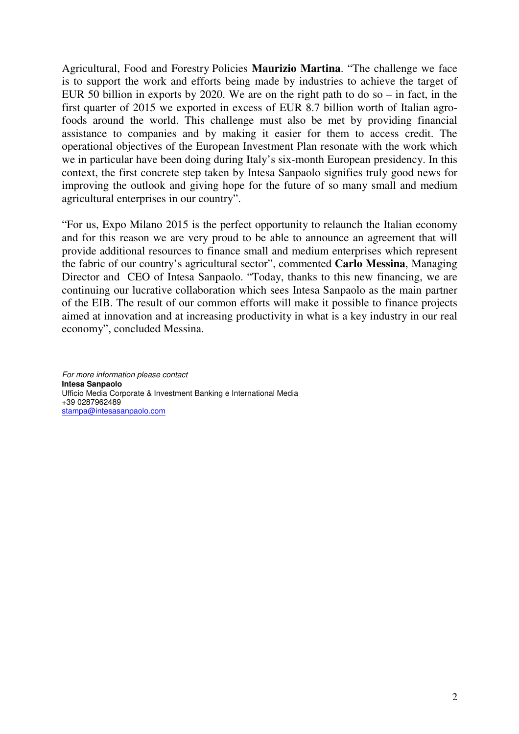Agricultural, Food and Forestry Policies **Maurizio Martina**. "The challenge we face is to support the work and efforts being made by industries to achieve the target of EUR 50 billion in exports by 2020. We are on the right path to do so – in fact, in the first quarter of 2015 we exported in excess of EUR 8.7 billion worth of Italian agro-foods around the world. This challenge must also be met by providing financial assistance to companies and by making it easier for them to access credit. The operational objectives of the European Investment Plan resonate with the work which we in particular have been doing during Italy's six-month European presidency. In this context, the first concrete step taken by Intesa Sanpaolo signifies truly good news for improving the outlook and giving hope for the future of so many small and medium agricultural enterprises in our country".

"For us, Expo Milano 2015 is the perfect opportunity to relaunch the Italian economy and for this reason we are very proud to be able to announce an agreement that will provide additional resources to finance small and medium enterprises which represent the fabric of our country's agricultural sector", commented **Carlo Messina**, Managing Director and CEO of Intesa Sanpaolo. "Today, thanks to this new financing, we are continuing our lucrative collaboration which sees Intesa Sanpaolo as the main partner of the EIB. The result of our common efforts will make it possible to finance projects aimed at innovation and at increasing productivity in what is a key industry in our real economy", concluded Messina.

*For more information please contact*
**Intesa Sanpaolo**
Ufficio Media Corporate & Investment Banking e International Media
+39 0287962489
stampa@intesasanpaolo.com